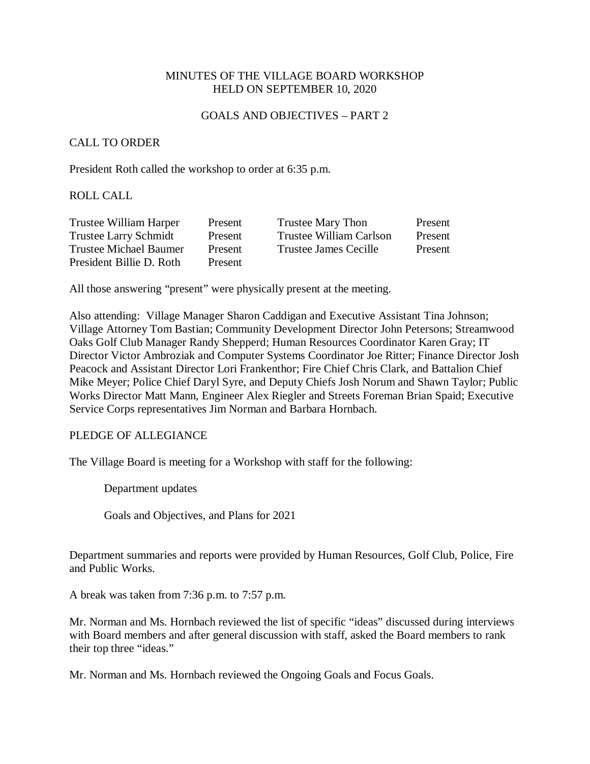# MINUTES OF THE VILLAGE BOARD WORKSHOP
# HELD ON SEPTEMBER 10, 2020

## GOALS AND OBJECTIVES – PART 2

CALL TO ORDER

President Roth called the workshop to order at 6:35 p.m.

ROLL CALL

| | | | |
|---|---|---|---|
| Trustee William Harper | Present | Trustee Mary Thon | Present |
| Trustee Larry Schmidt | Present | Trustee William Carlson | Present |
| Trustee Michael Baumer | Present | Trustee James Cecille | Present |
| President Billie D. Roth | Present | | |

All those answering "present" were physically present at the meeting.

Also attending: Village Manager Sharon Caddigan and Executive Assistant Tina Johnson; Village Attorney Tom Bastian; Community Development Director John Petersons; Streamwood Oaks Golf Club Manager Randy Shepperd; Human Resources Coordinator Karen Gray; IT Director Victor Ambroziak and Computer Systems Coordinator Joe Ritter; Finance Director Josh Peacock and Assistant Director Lori Frankenthor; Fire Chief Chris Clark, and Battalion Chief Mike Meyer; Police Chief Daryl Syre, and Deputy Chiefs Josh Norum and Shawn Taylor; Public Works Director Matt Mann, Engineer Alex Riegler and Streets Foreman Brian Spaid; Executive Service Corps representatives Jim Norman and Barbara Hornbach.

PLEDGE OF ALLEGIANCE

The Village Board is meeting for a Workshop with staff for the following:

Department updates

Goals and Objectives, and Plans for 2021

Department summaries and reports were provided by Human Resources, Golf Club, Police, Fire and Public Works.

A break was taken from 7:36 p.m. to 7:57 p.m.

Mr. Norman and Ms. Hornbach reviewed the list of specific "ideas" discussed during interviews with Board members and after general discussion with staff, asked the Board members to rank their top three "ideas."

Mr. Norman and Ms. Hornbach reviewed the Ongoing Goals and Focus Goals.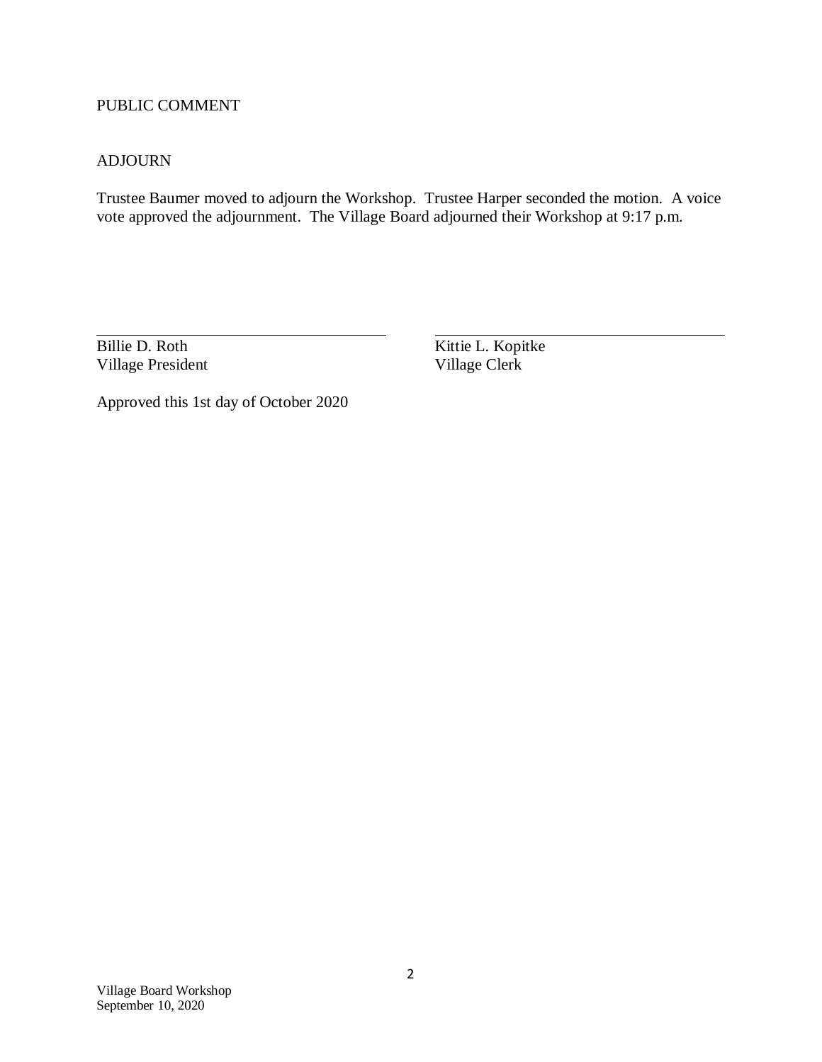PUBLIC COMMENT

ADJOURN

Trustee Baumer moved to adjourn the Workshop. Trustee Harper seconded the motion. A voice vote approved the adjournment. The Village Board adjourned their Workshop at 9:17 p.m.

| | |
|---|---|
| Billie D. Roth<br>Village President | Kittie L. Kopitke<br>Village Clerk |

Approved this 1st day of October 2020